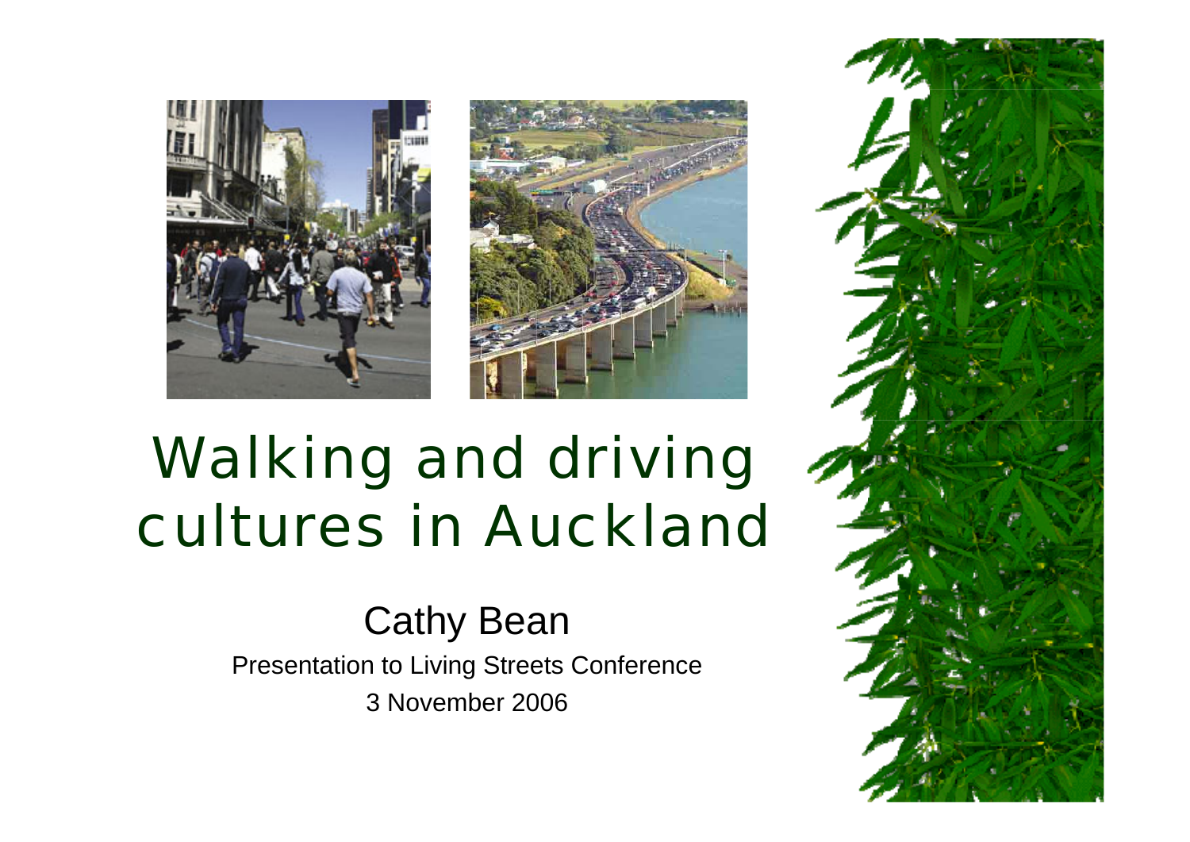# Walking and driving cultures in Auckland

## Cathy Bean

Presentation to Living Streets Conference

3 November 2006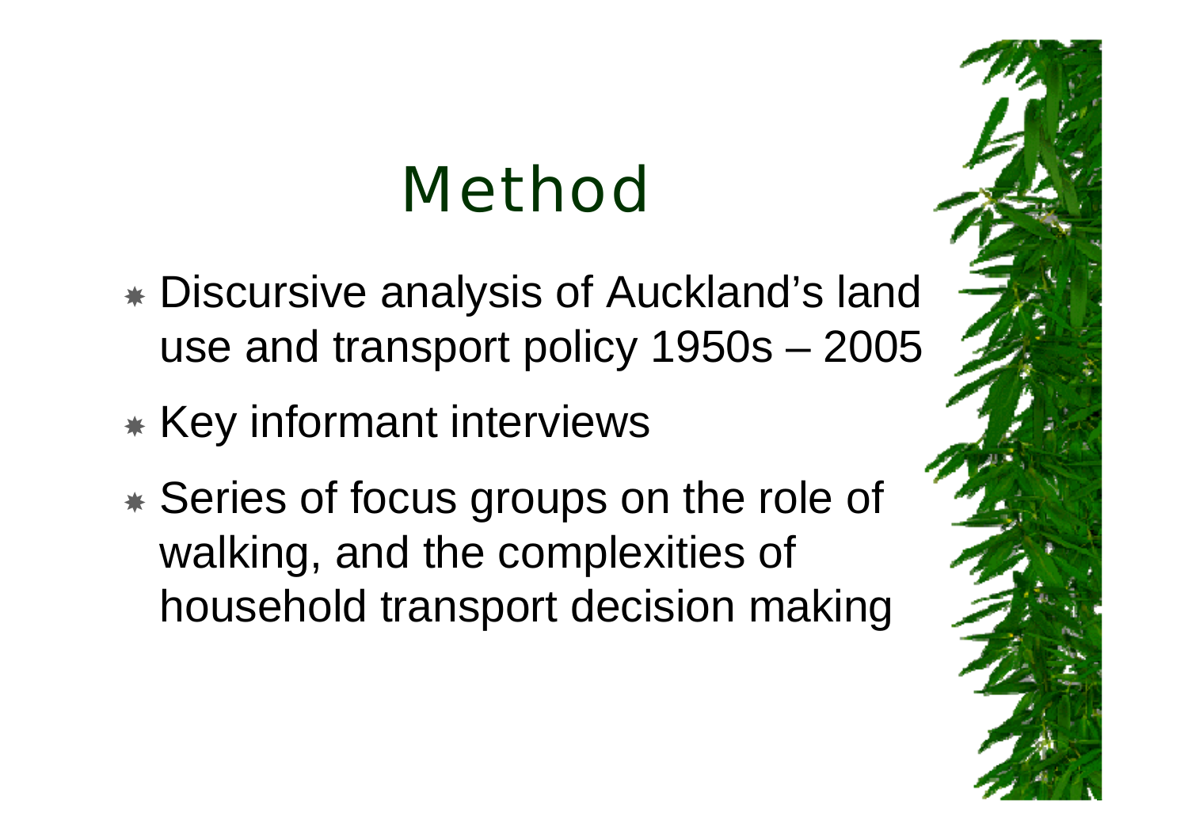# Method

- Discursive analysis of Auckland's land use and transport policy 1950s – 2005
- Key informant interviews
- Series of focus groups on the role of walking, and the complexities of household transport decision making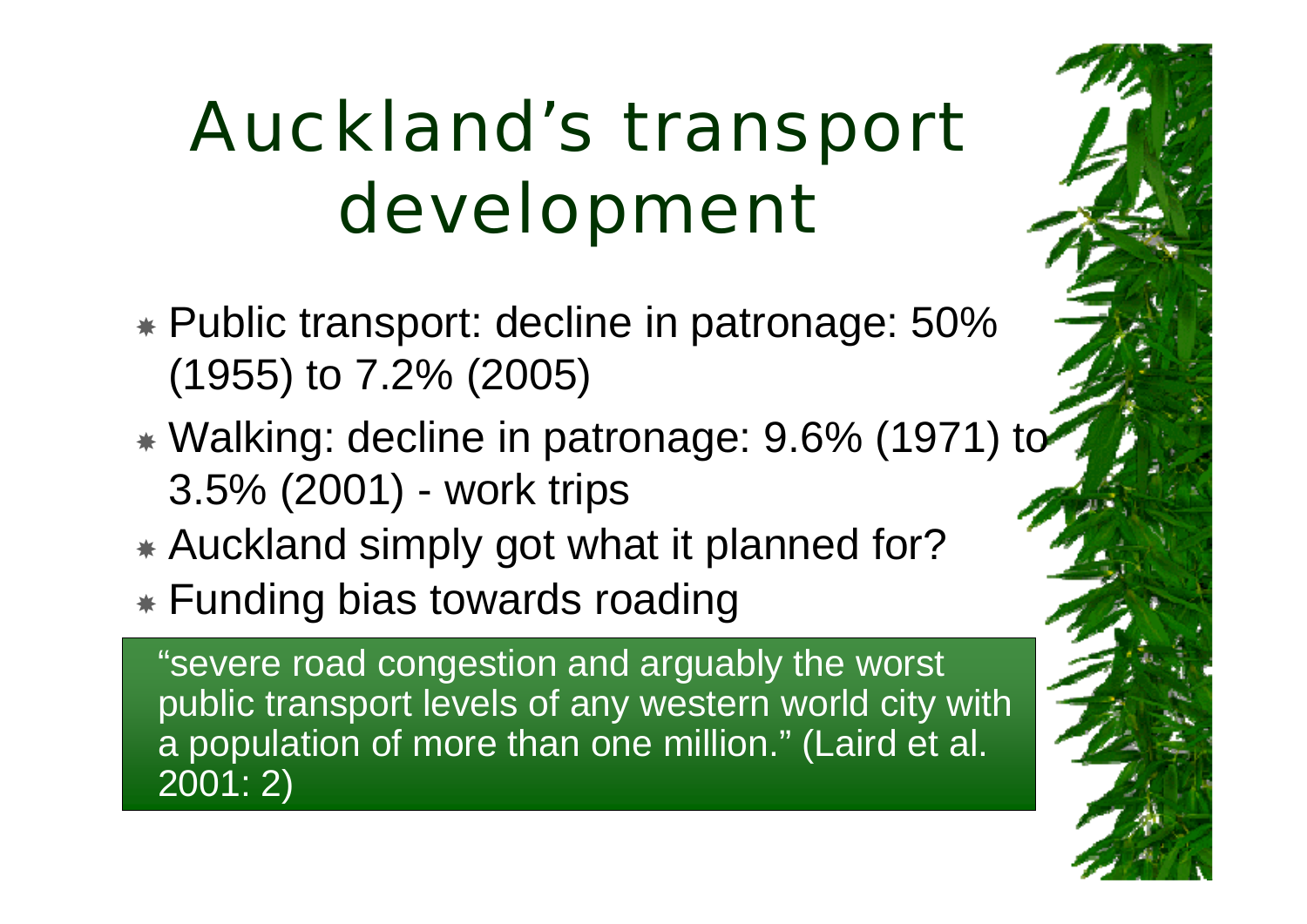# Auckland's transport development

- Public transport: decline in patronage: 50% (1955) to 7.2% (2005)
- Walking: decline in patronage: 9.6% (1971) to 3.5% (2001) - work trips
- Auckland simply got what it planned for?
- Funding bias towards roading

> "severe road congestion and arguably the worst public transport levels of any western world city with a population of more than one million." (Laird et al. 2001: 2)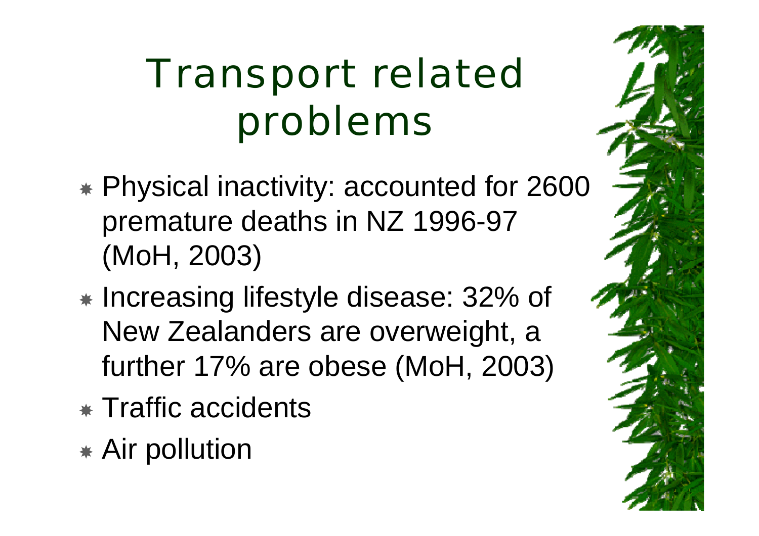# Transport related problems

- Physical inactivity: accounted for 2600 premature deaths in NZ 1996-97 (MoH, 2003)
- Increasing lifestyle disease: 32% of New Zealanders are overweight, a further 17% are obese (MoH, 2003)
- Traffic accidents
- Air pollution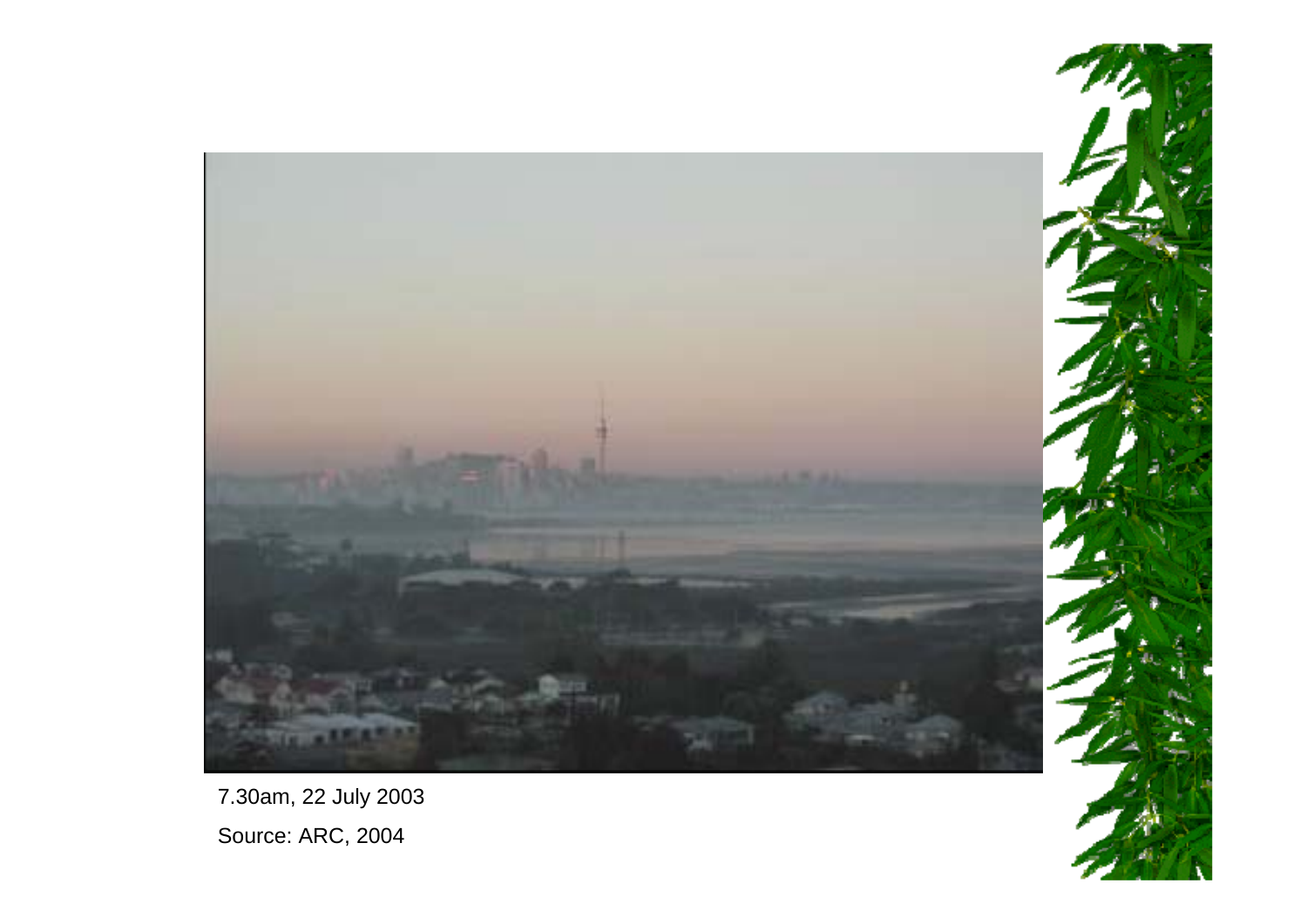7.30am, 22 July 2003

Source: ARC, 2004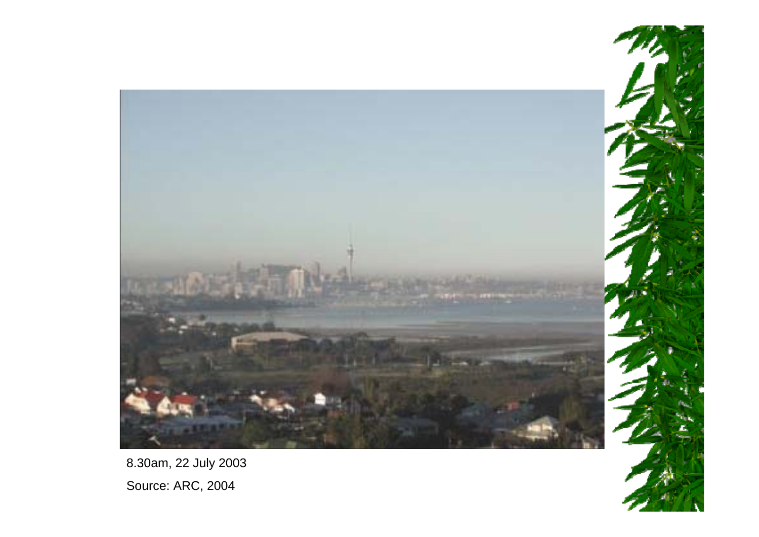8.30am, 22 July 2003

Source: ARC, 2004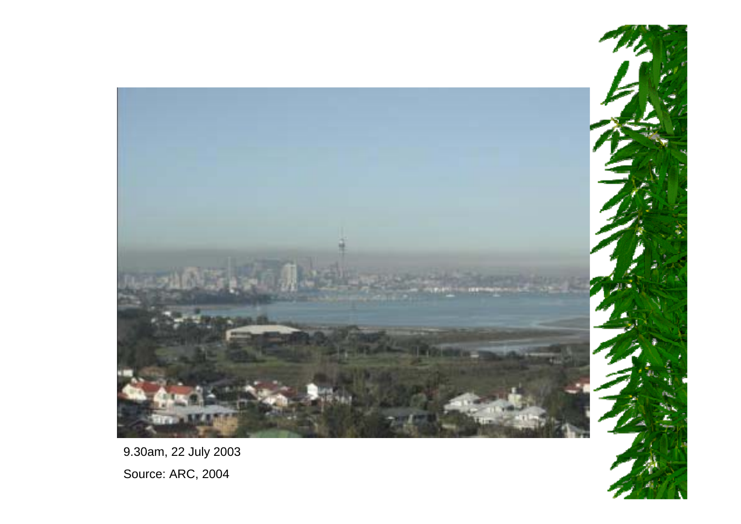9.30am, 22 July 2003

Source: ARC, 2004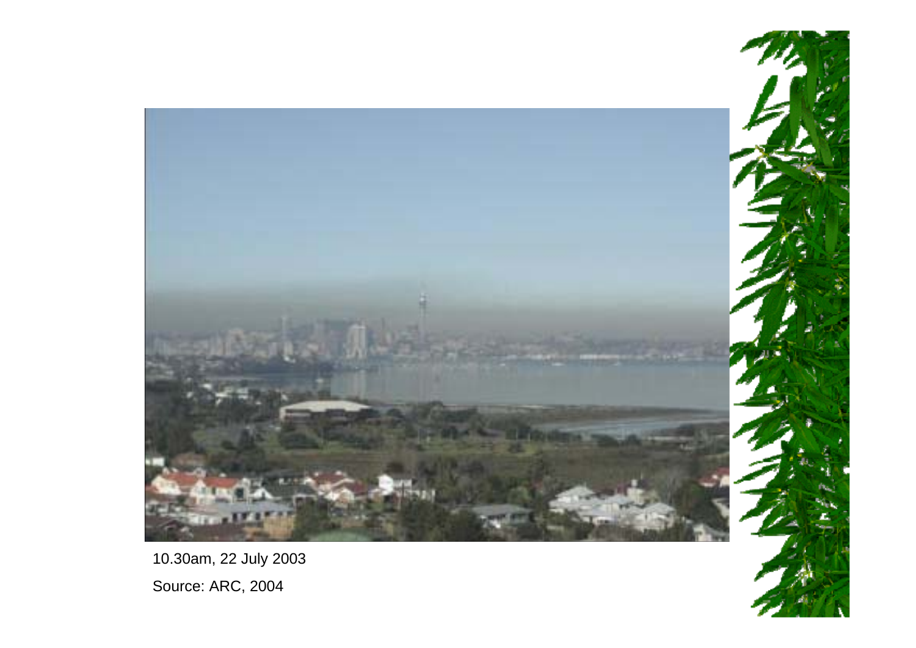10.30am, 22 July 2003

Source: ARC, 2004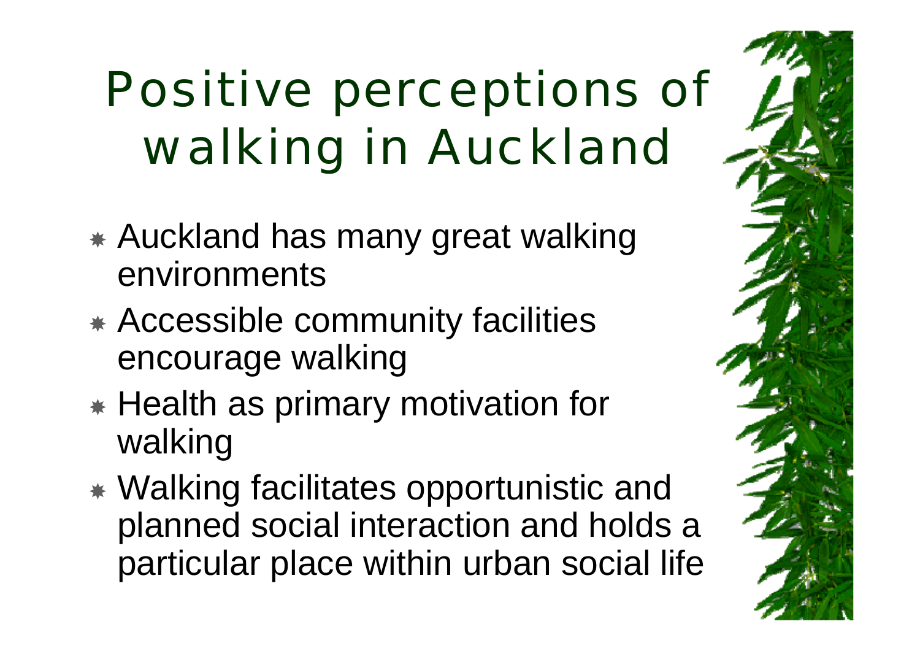# Positive perceptions of walking in Auckland

- Auckland has many great walking environments
- Accessible community facilities encourage walking
- Health as primary motivation for walking
- Walking facilitates opportunistic and planned social interaction and holds a particular place within urban social life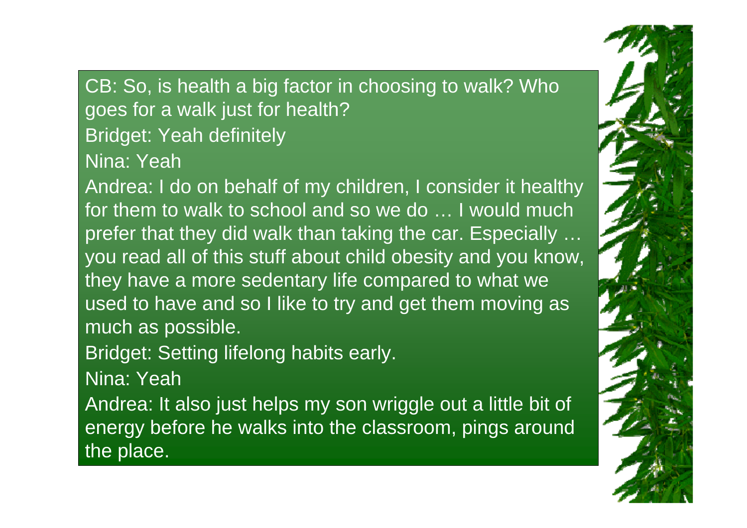CB: So, is health a big factor in choosing to walk? Who goes for a walk just for health?

Bridget: Yeah definitely

Nina: Yeah

Andrea: I do on behalf of my children, I consider it healthy for them to walk to school and so we do … I would much prefer that they did walk than taking the car. Especially … you read all of this stuff about child obesity and you know, they have a more sedentary life compared to what we used to have and so I like to try and get them moving as much as possible.

Bridget: Setting lifelong habits early.

Nina: Yeah

Andrea: It also just helps my son wriggle out a little bit of energy before he walks into the classroom, pings around the place.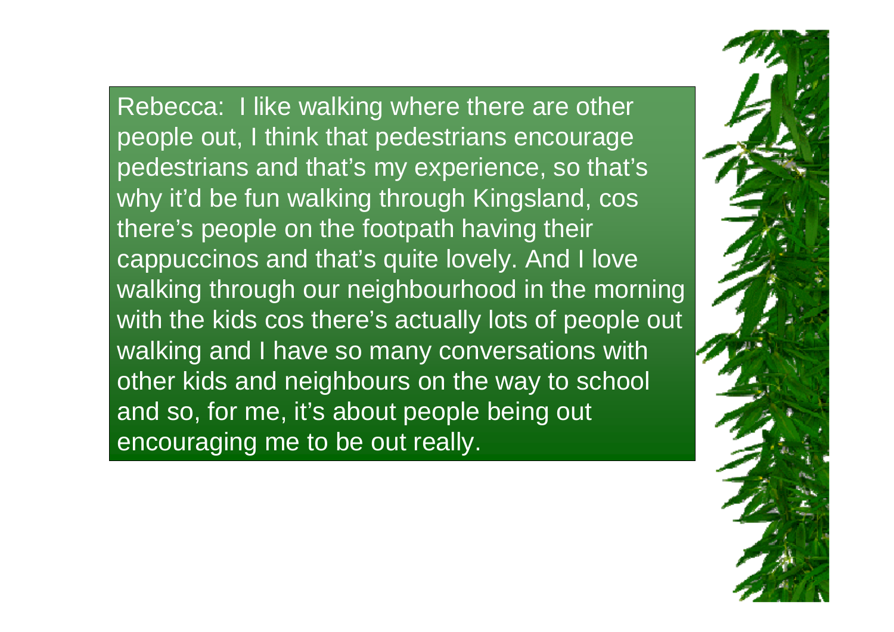Rebecca: I like walking where there are other people out, I think that pedestrians encourage pedestrians and that's my experience, so that's why it'd be fun walking through Kingsland, cos there's people on the footpath having their cappuccinos and that's quite lovely. And I love walking through our neighbourhood in the morning with the kids cos there's actually lots of people out walking and I have so many conversations with other kids and neighbours on the way to school and so, for me, it's about people being out encouraging me to be out really.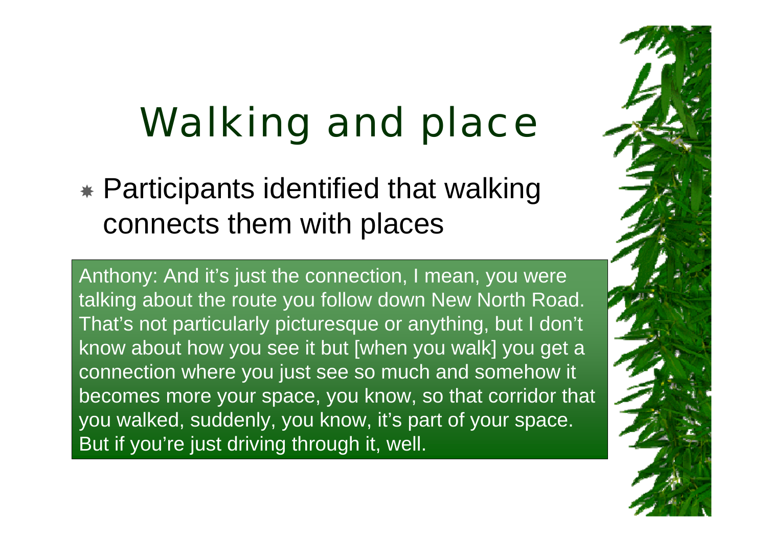# Walking and place

- Participants identified that walking connects them with places

> Anthony: And it's just the connection, I mean, you were talking about the route you follow down New North Road. That's not particularly picturesque or anything, but I don't know about how you see it but [when you walk] you get a connection where you just see so much and somehow it becomes more your space, you know, so that corridor that you walked, suddenly, you know, it's part of your space. But if you're just driving through it, well.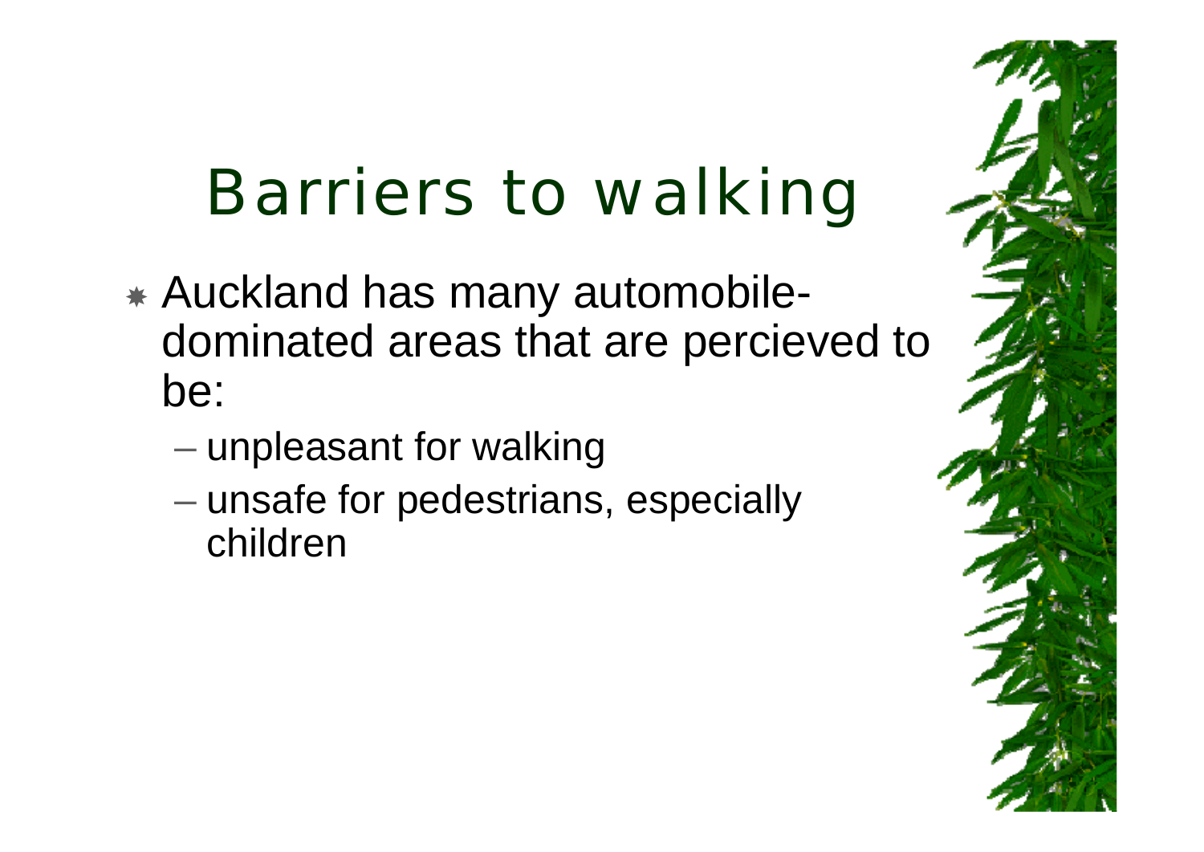# Barriers to walking

- Auckland has many automobile-dominated areas that are percieved to be:
  - unpleasant for walking
  - unsafe for pedestrians, especially children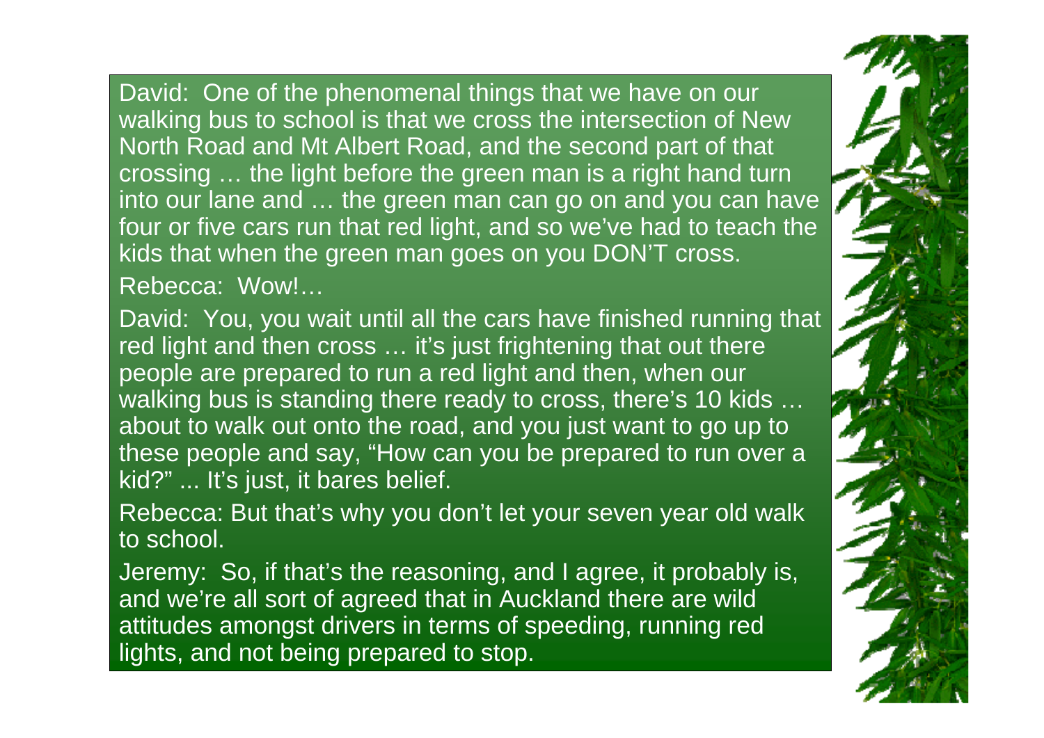David: One of the phenomenal things that we have on our walking bus to school is that we cross the intersection of New North Road and Mt Albert Road, and the second part of that crossing … the light before the green man is a right hand turn into our lane and … the green man can go on and you can have four or five cars run that red light, and so we've had to teach the kids that when the green man goes on you DON'T cross.

Rebecca: Wow!…

David: You, you wait until all the cars have finished running that red light and then cross … it's just frightening that out there people are prepared to run a red light and then, when our walking bus is standing there ready to cross, there's 10 kids … about to walk out onto the road, and you just want to go up to these people and say, "How can you be prepared to run over a kid?" ... It's just, it bares belief.

Rebecca: But that's why you don't let your seven year old walk to school.

Jeremy: So, if that's the reasoning, and I agree, it probably is, and we're all sort of agreed that in Auckland there are wild attitudes amongst drivers in terms of speeding, running red lights, and not being prepared to stop.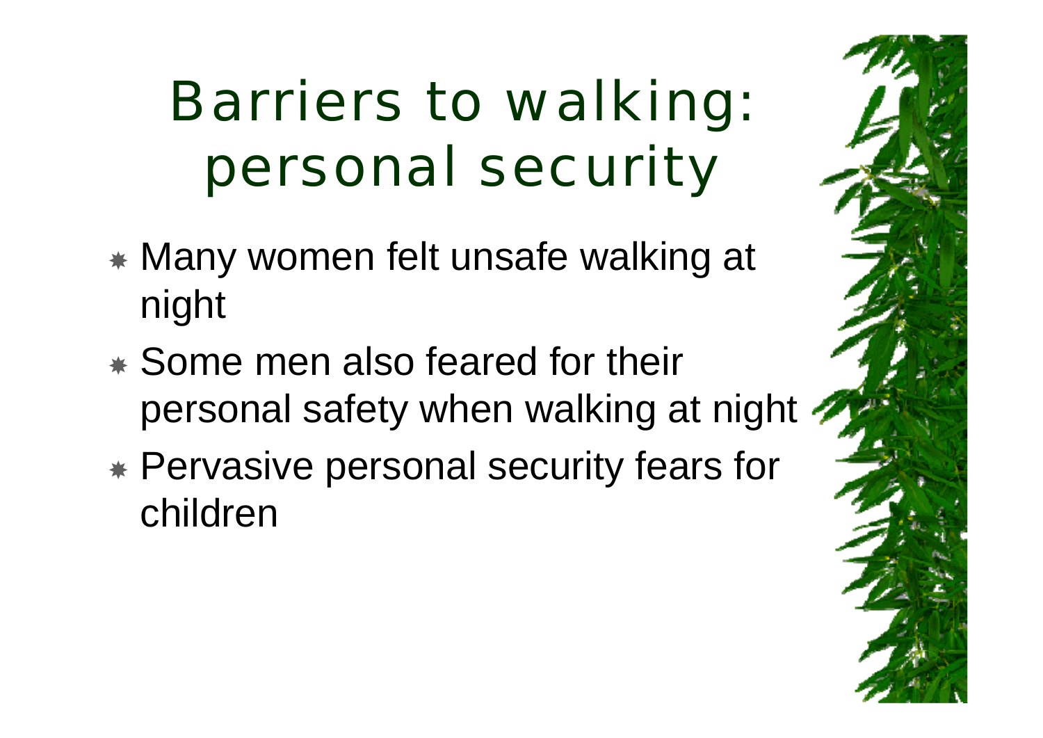# Barriers to walking: personal security

- Many women felt unsafe walking at night
- Some men also feared for their personal safety when walking at night
- Pervasive personal security fears for children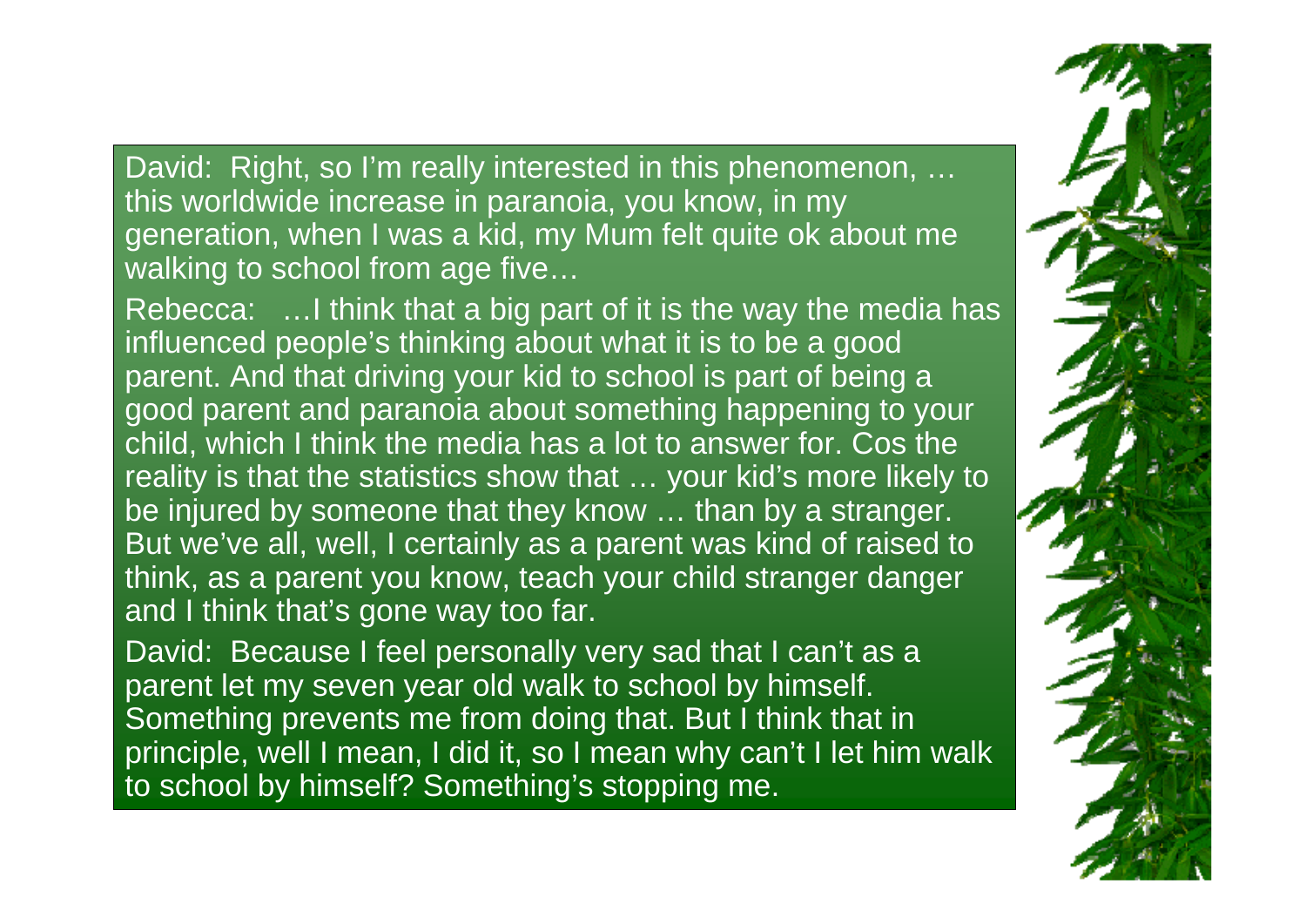David: Right, so I'm really interested in this phenomenon, … this worldwide increase in paranoia, you know, in my generation, when I was a kid, my Mum felt quite ok about me walking to school from age five…

Rebecca: …I think that a big part of it is the way the media has influenced people's thinking about what it is to be a good parent. And that driving your kid to school is part of being a good parent and paranoia about something happening to your child, which I think the media has a lot to answer for. Cos the reality is that the statistics show that … your kid's more likely to be injured by someone that they know … than by a stranger. But we've all, well, I certainly as a parent was kind of raised to think, as a parent you know, teach your child stranger danger and I think that's gone way too far.

David: Because I feel personally very sad that I can't as a parent let my seven year old walk to school by himself. Something prevents me from doing that. But I think that in principle, well I mean, I did it, so I mean why can't I let him walk to school by himself? Something's stopping me.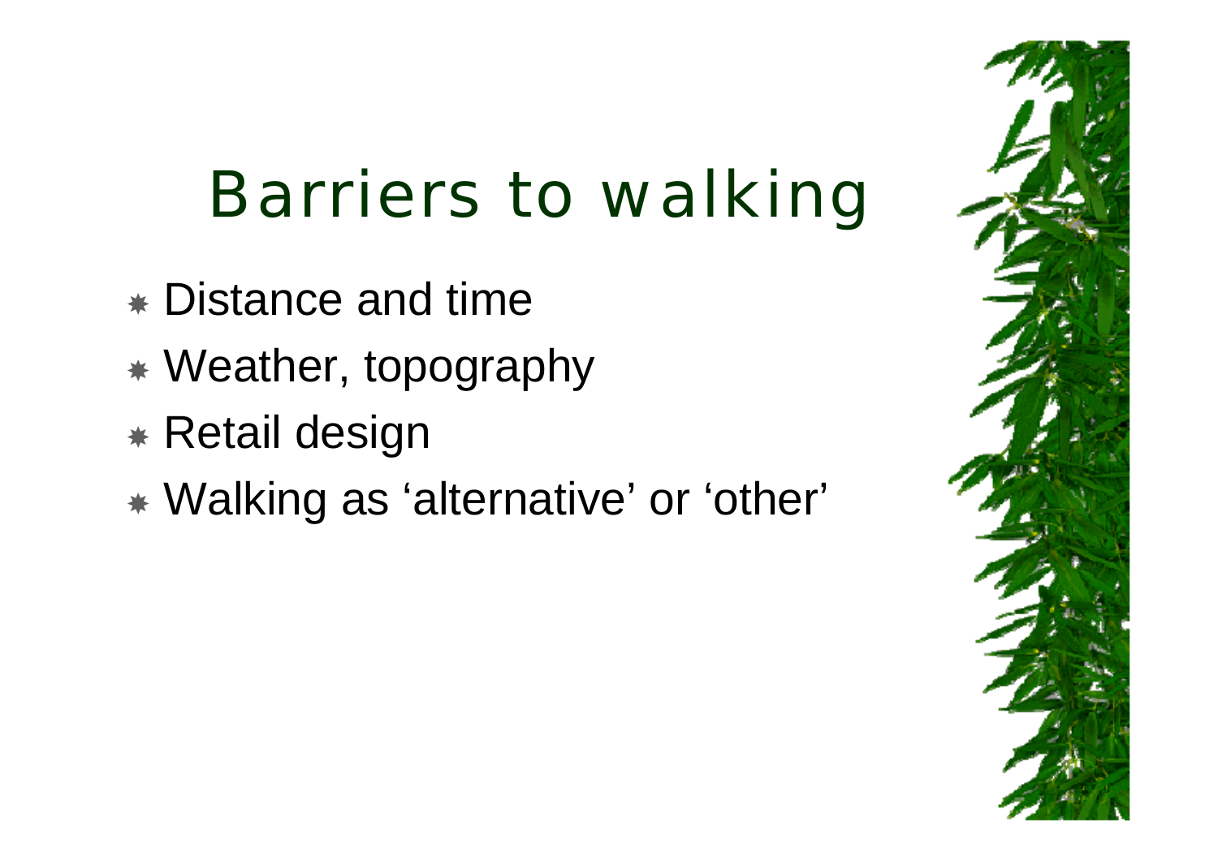# Barriers to walking

- Distance and time
- Weather, topography
- Retail design
- Walking as ‘alternative’ or ‘other’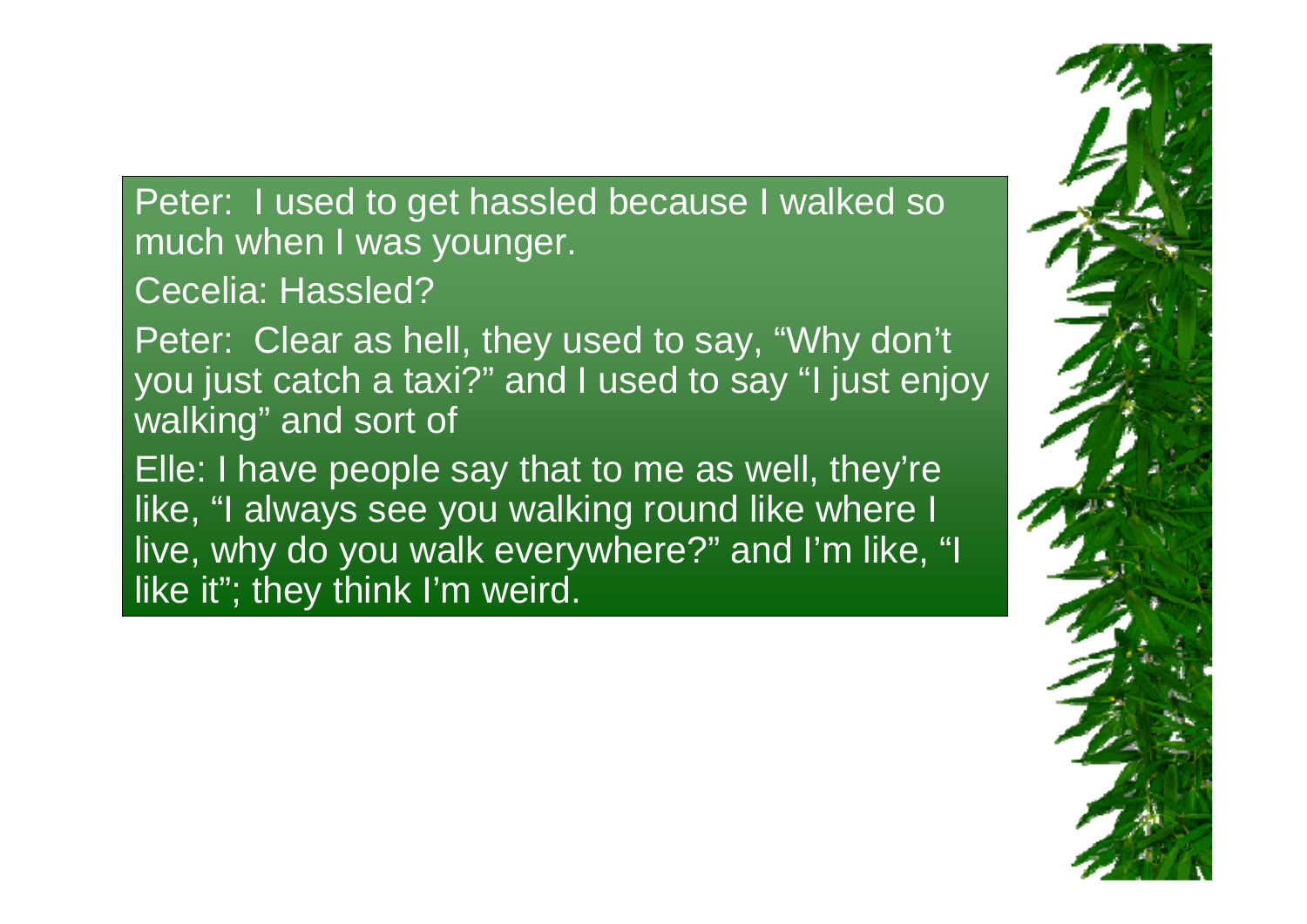Peter: I used to get hassled because I walked so much when I was younger.

Cecelia: Hassled?

Peter: Clear as hell, they used to say, "Why don't you just catch a taxi?" and I used to say "I just enjoy walking" and sort of

Elle: I have people say that to me as well, they're like, "I always see you walking round like where I live, why do you walk everywhere?" and I'm like, "I like it"; they think I'm weird.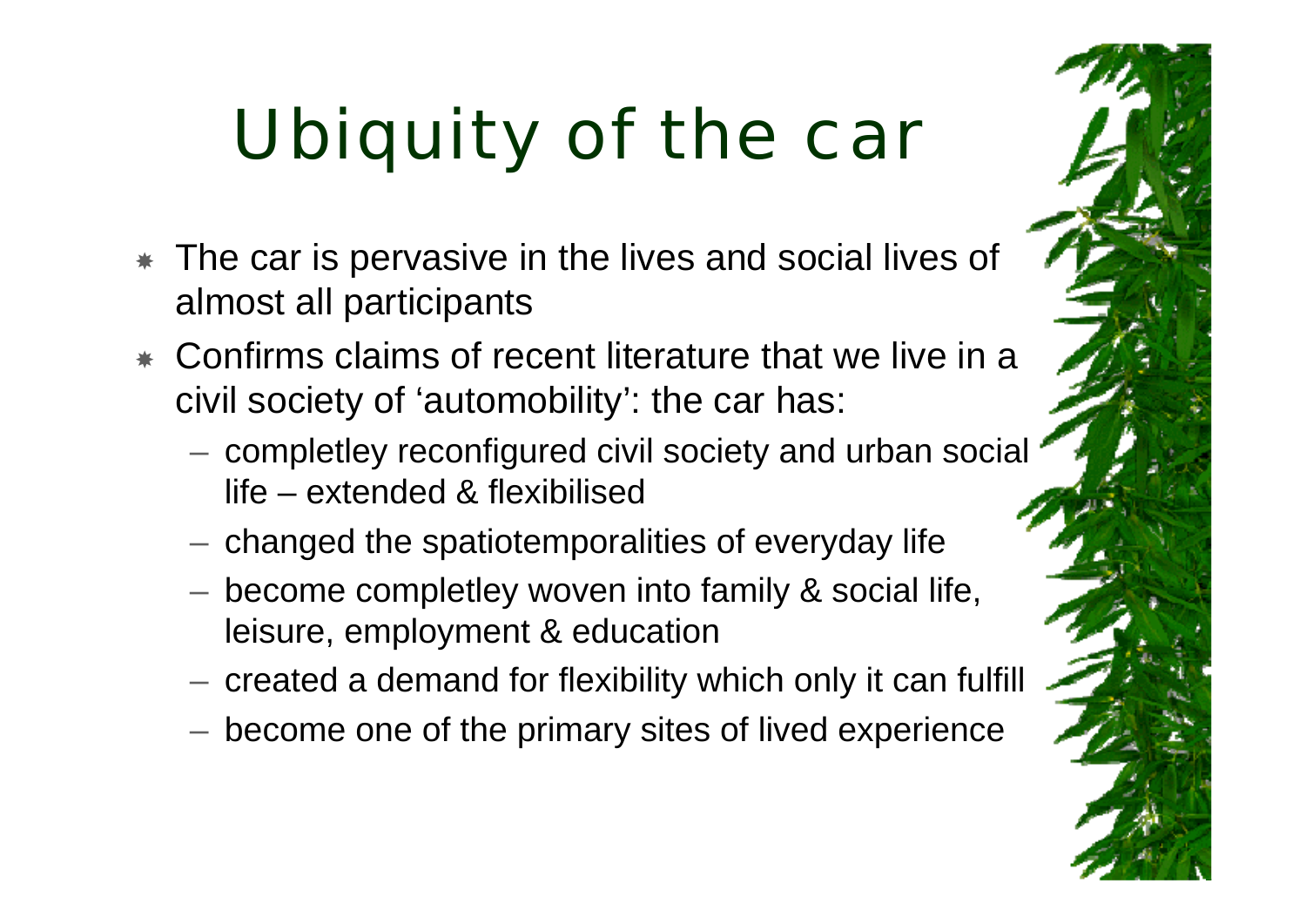# Ubiquity of the car

- The car is pervasive in the lives and social lives of almost all participants
- Confirms claims of recent literature that we live in a civil society of 'automobility': the car has:
  - completley reconfigured civil society and urban social life – extended & flexibilised
  - changed the spatiotemporalities of everyday life
  - become completley woven into family & social life, leisure, employment & education
  - created a demand for flexibility which only it can fulfill
  - become one of the primary sites of lived experience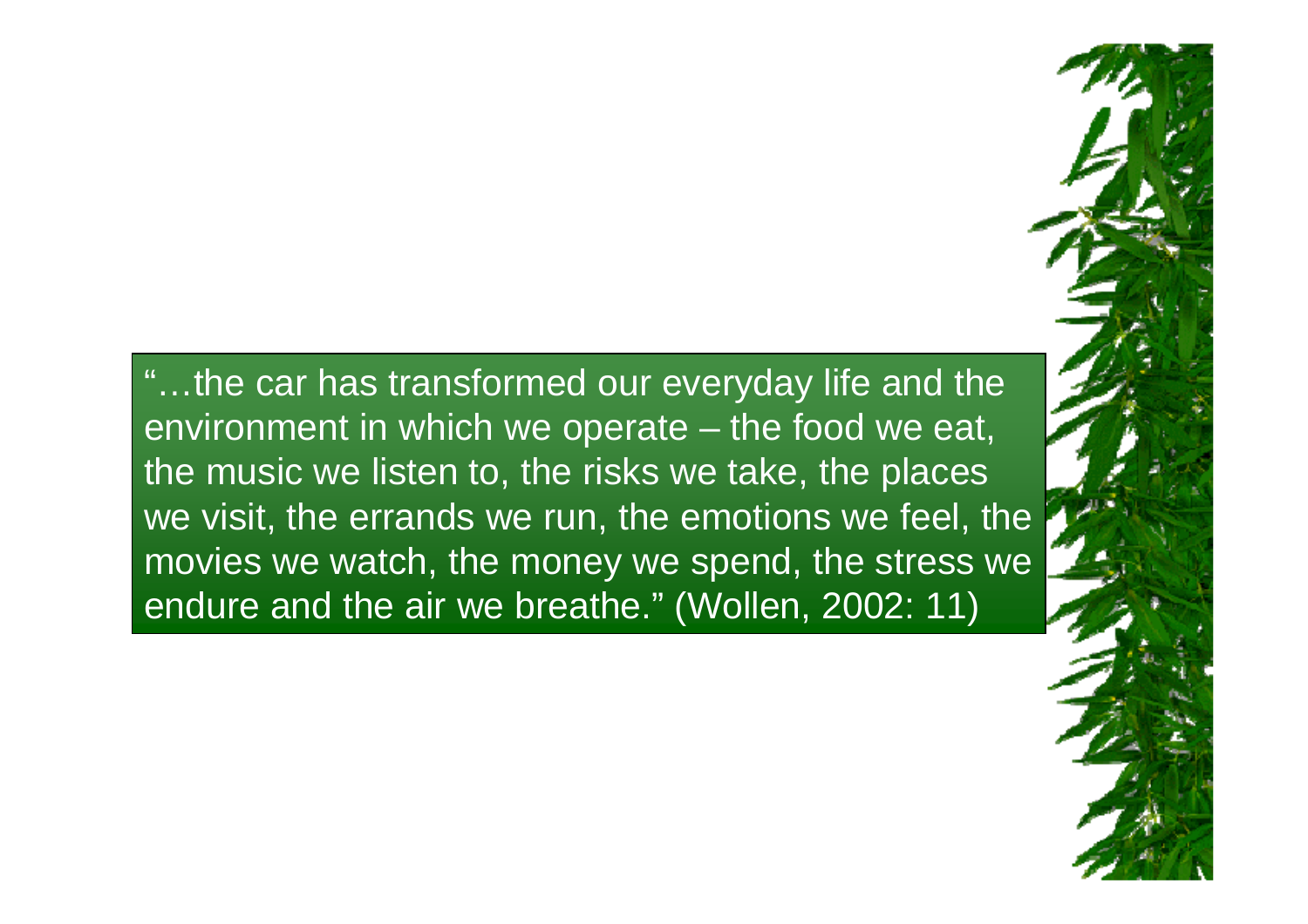"…the car has transformed our everyday life and the environment in which we operate – the food we eat, the music we listen to, the risks we take, the places we visit, the errands we run, the emotions we feel, the movies we watch, the money we spend, the stress we endure and the air we breathe." (Wollen, 2002: 11)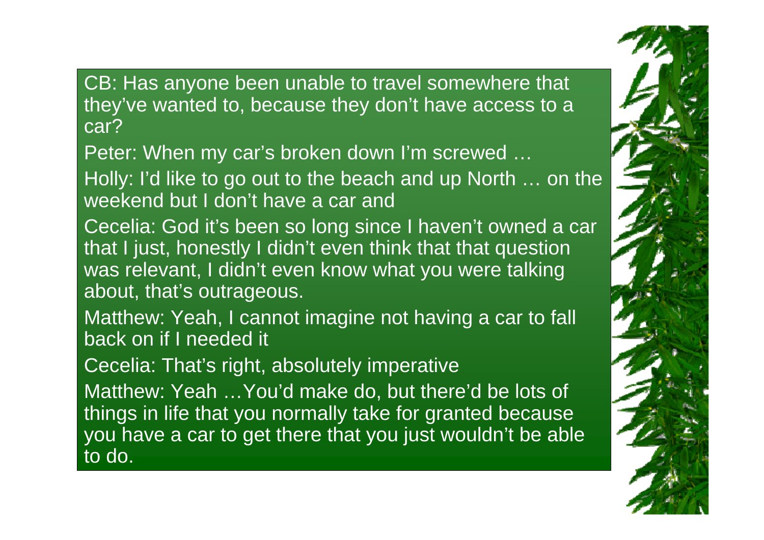CB: Has anyone been unable to travel somewhere that they've wanted to, because they don't have access to a car?

Peter: When my car's broken down I'm screwed …

Holly: I'd like to go out to the beach and up North … on the weekend but I don't have a car and

Cecelia: God it's been so long since I haven't owned a car that I just, honestly I didn't even think that that question was relevant, I didn't even know what you were talking about, that's outrageous.

Matthew: Yeah, I cannot imagine not having a car to fall back on if I needed it

Cecelia: That's right, absolutely imperative

Matthew: Yeah …You'd make do, but there'd be lots of things in life that you normally take for granted because you have a car to get there that you just wouldn't be able to do.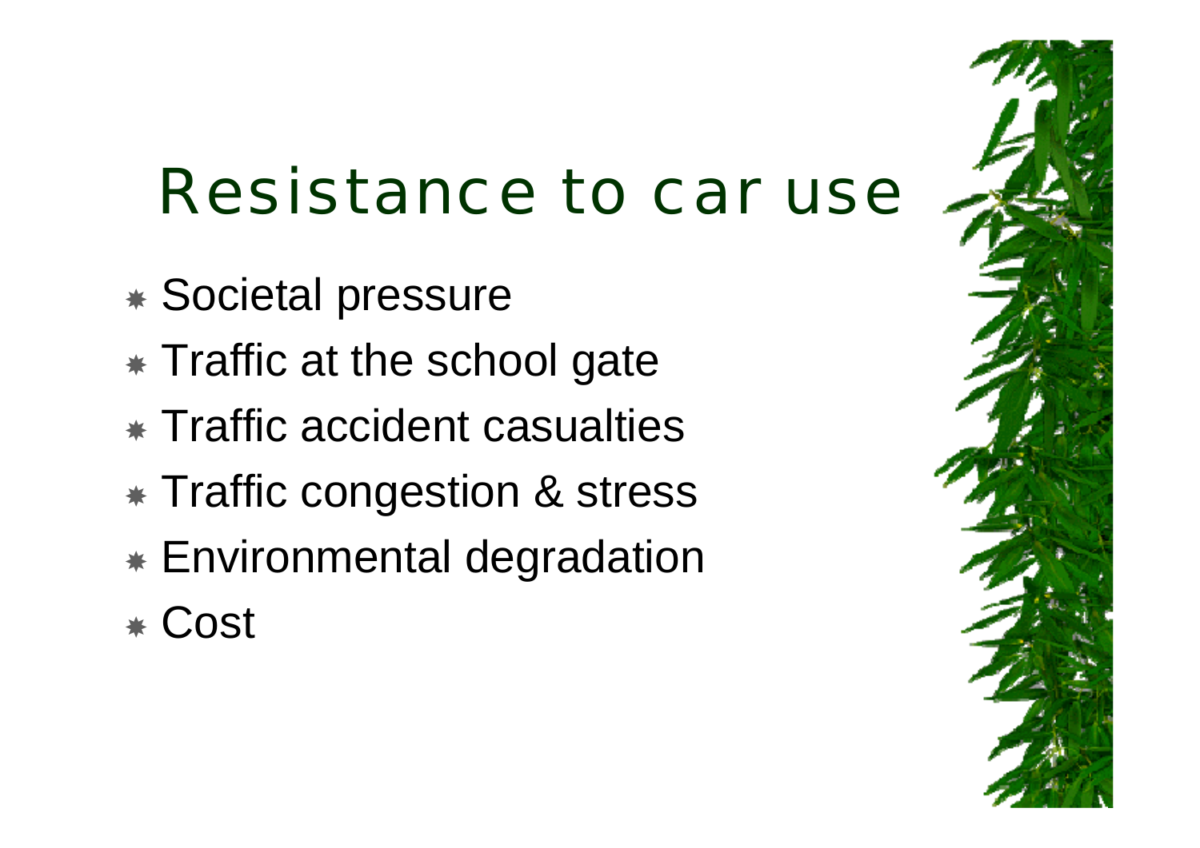# Resistance to car use

- Societal pressure
- Traffic at the school gate
- Traffic accident casualties
- Traffic congestion & stress
- Environmental degradation
- Cost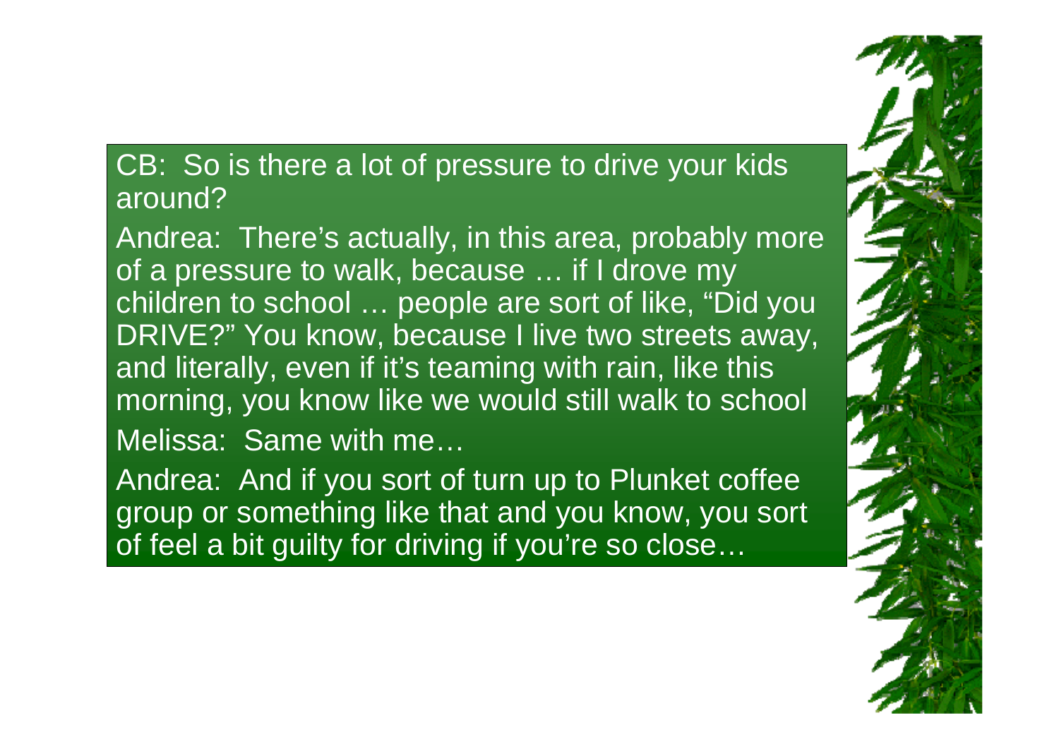CB: So is there a lot of pressure to drive your kids around?

Andrea: There's actually, in this area, probably more of a pressure to walk, because … if I drove my children to school … people are sort of like, "Did you DRIVE?" You know, because I live two streets away, and literally, even if it's teaming with rain, like this morning, you know like we would still walk to school

Melissa: Same with me…

Andrea: And if you sort of turn up to Plunket coffee group or something like that and you know, you sort of feel a bit guilty for driving if you're so close…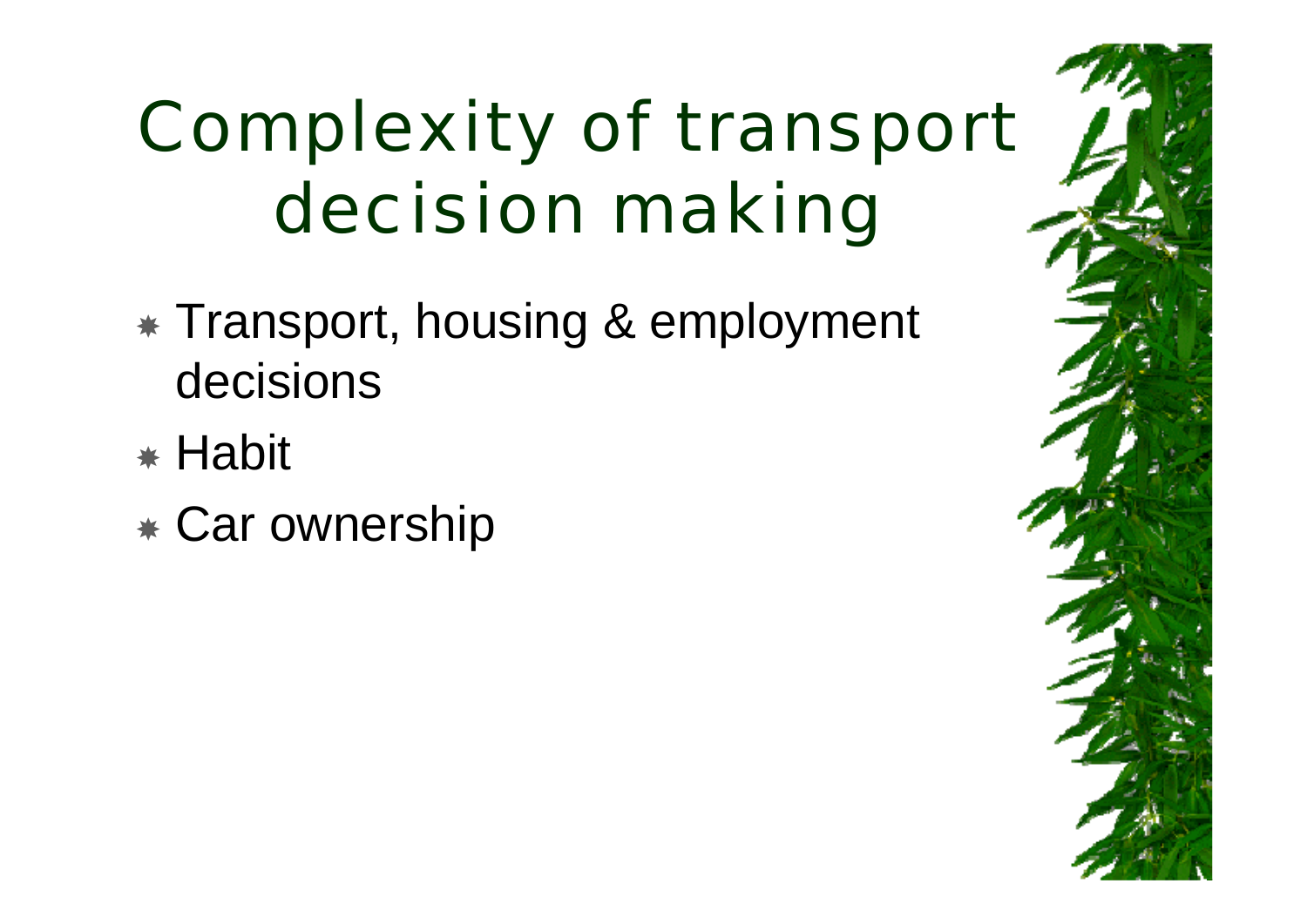# Complexity of transport decision making

- Transport, housing & employment decisions
- Habit
- Car ownership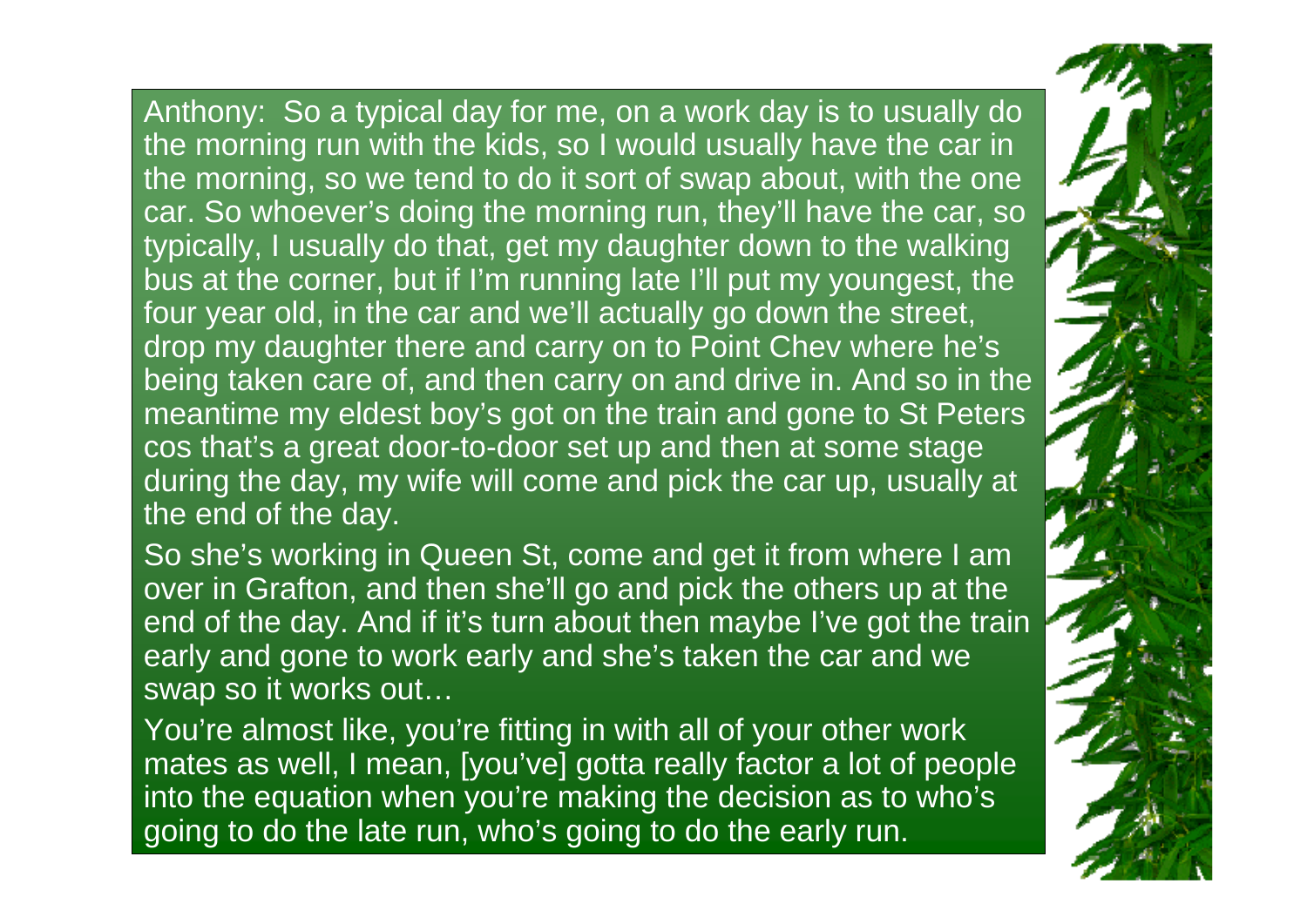Anthony: So a typical day for me, on a work day is to usually do the morning run with the kids, so I would usually have the car in the morning, so we tend to do it sort of swap about, with the one car. So whoever's doing the morning run, they'll have the car, so typically, I usually do that, get my daughter down to the walking bus at the corner, but if I'm running late I'll put my youngest, the four year old, in the car and we'll actually go down the street, drop my daughter there and carry on to Point Chev where he's being taken care of, and then carry on and drive in. And so in the meantime my eldest boy's got on the train and gone to St Peters cos that's a great door-to-door set up and then at some stage during the day, my wife will come and pick the car up, usually at the end of the day.

So she's working in Queen St, come and get it from where I am over in Grafton, and then she'll go and pick the others up at the end of the day. And if it's turn about then maybe I've got the train early and gone to work early and she's taken the car and we swap so it works out…

You're almost like, you're fitting in with all of your other work mates as well, I mean, [you've] gotta really factor a lot of people into the equation when you're making the decision as to who's going to do the late run, who's going to do the early run.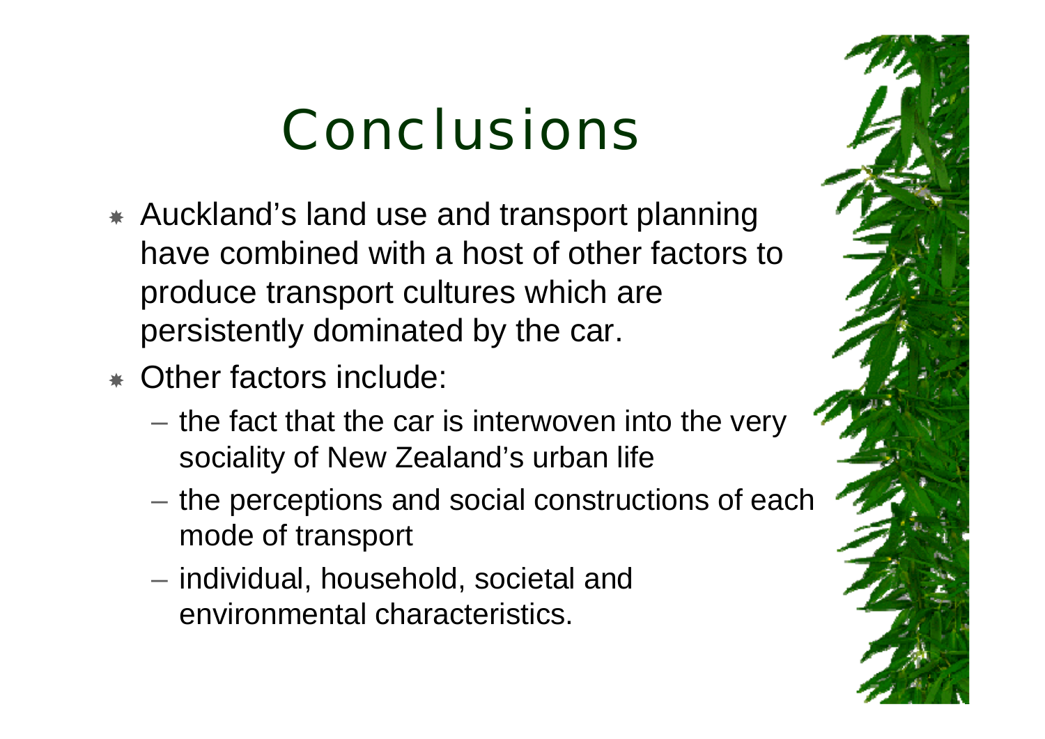# Conclusions

- Auckland's land use and transport planning have combined with a host of other factors to produce transport cultures which are persistently dominated by the car.
- Other factors include:
  - the fact that the car is interwoven into the very sociality of New Zealand's urban life
  - the perceptions and social constructions of each mode of transport
  - individual, household, societal and environmental characteristics.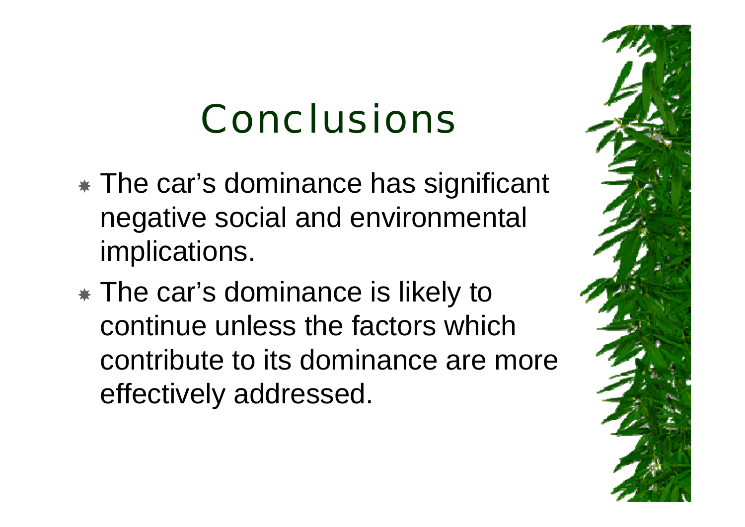# Conclusions

- The car's dominance has significant negative social and environmental implications.
- The car's dominance is likely to continue unless the factors which contribute to its dominance are more effectively addressed.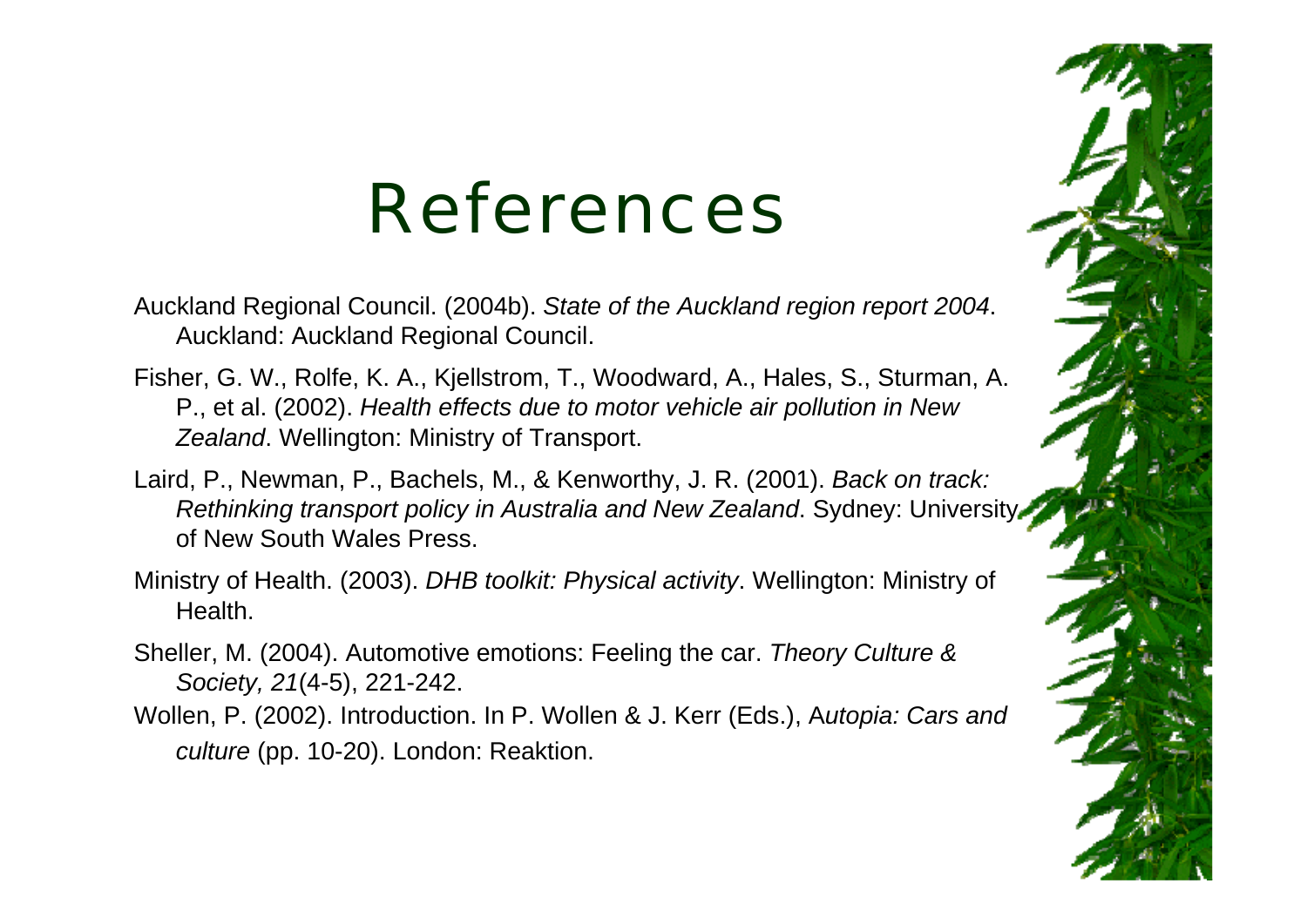# References

Auckland Regional Council. (2004b). *State of the Auckland region report 2004*. Auckland: Auckland Regional Council.

Fisher, G. W., Rolfe, K. A., Kjellstrom, T., Woodward, A., Hales, S., Sturman, A. P., et al. (2002). *Health effects due to motor vehicle air pollution in New Zealand*. Wellington: Ministry of Transport.

Laird, P., Newman, P., Bachels, M., & Kenworthy, J. R. (2001). *Back on track: Rethinking transport policy in Australia and New Zealand*. Sydney: University of New South Wales Press.

Ministry of Health. (2003). *DHB toolkit: Physical activity*. Wellington: Ministry of Health.

Sheller, M. (2004). Automotive emotions: Feeling the car. *Theory Culture & Society, 21*(4-5), 221-242.

Wollen, P. (2002). Introduction. In P. Wollen & J. Kerr (Eds.), A*utopia: Cars and culture* (pp. 10-20). London: Reaktion.